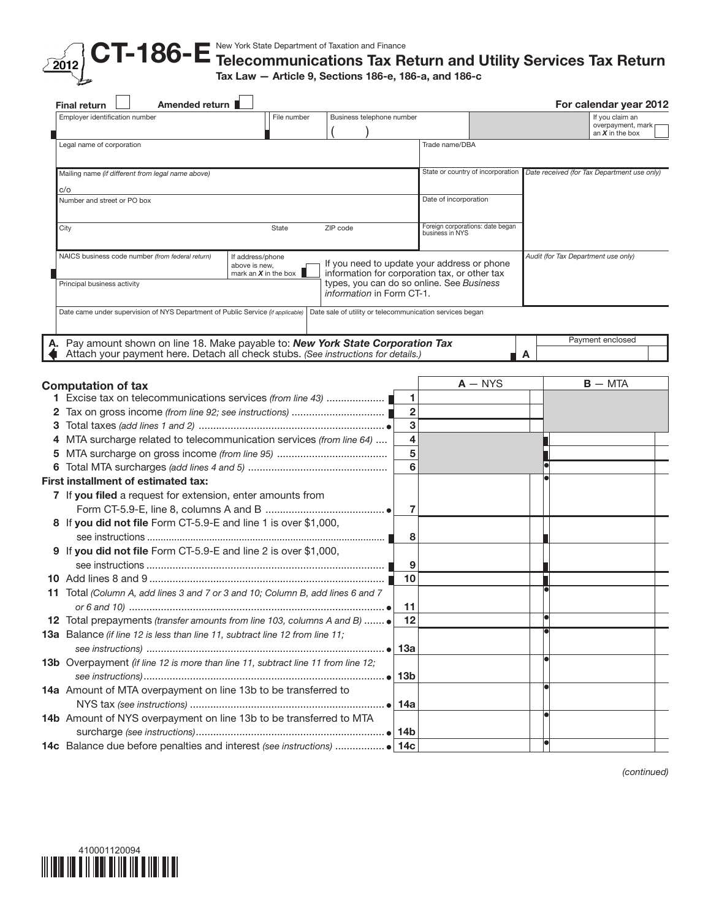# CT-186-E

2012

New York State Department of Taxation and Finance

## Telecommunications Tax Return and Utility Services Tax Return

**Tax Law — Article 9, Sections 186-e, 186-a, and 186-c**

Final return ☐ Amended return ☐

**For calendar year 2012**

| Employer identification number | File number | Business telephone number ( ) | | If you claim an overpayment, mark an *X* in the box ☐ |
|---|---|---|---|---|
| Legal name of corporation | | | Trade name/DBA | |
| Mailing name *(if different from legal name above)* c/o | | | State or country of incorporation | *Date received (for Tax Department use only)* |
| Number and street or PO box | | | Date of incorporation | |
| City | State | ZIP code | Foreign corporations: date began business in NYS | |
| NAICS business code number *(from federal return)* | If address/phone above is new, mark an *X* in the box ☐ | If you need to update your address or phone information for corporation tax, or other tax types, you can do so online. See *Business information* in Form CT-1. | | *Audit (for Tax Department use only)* |
| Principal business activity | | | | |
| Date came under supervision of NYS Department of Public Service *(if applicable)* | | Date sale of utility or telecommunication services began | | |

**A.** Pay amount shown on line 18. Make payable to: ***New York State Corporation Tax***
Attach your payment here. Detach all check stubs. *(See instructions for details.)* **A** Payment enclosed

### Computation of tax

| | | A — NYS | B — MTA |
|---|---|---|---|
| **1** Excise tax on telecommunications services *(from line 43)* | 1 | | |
| **2** Tax on gross income *(from line 92; see instructions)* | 2 | | |
| **3** Total taxes *(add lines 1 and 2)* | 3 | | |
| **4** MTA surcharge related to telecommunication services *(from line 64)* | 4 | | |
| **5** MTA surcharge on gross income *(from line 95)* | 5 | | |
| **6** Total MTA surcharges *(add lines 4 and 5)* | 6 | | |
| **First installment of estimated tax:** | | | |
| **7** If **you filed** a request for extension, enter amounts from Form CT-5.9-E, line 8, columns A and B | 7 | | |
| **8** If **you did not file** Form CT-5.9-E and line 1 is over $1,000, see instructions | 8 | | |
| **9** If **you did not file** Form CT-5.9-E and line 2 is over $1,000, see instructions | 9 | | |
| **10** Add lines 8 and 9 | 10 | | |
| **11** Total *(Column A, add lines 3 and 7 or 3 and 10; Column B, add lines 6 and 7 or 6 and 10)* | 11 | | |
| **12** Total prepayments *(transfer amounts from line 103, columns A and B)* | 12 | | |
| **13a** Balance *(if line 12 is less than line 11, subtract line 12 from line 11; see instructions)* | 13a | | |
| **13b** Overpayment *(if line 12 is more than line 11, subtract line 11 from line 12; see instructions)* | 13b | | |
| **14a** Amount of MTA overpayment on line 13b to be transferred to NYS tax *(see instructions)* | 14a | | |
| **14b** Amount of NYS overpayment on line 13b to be transferred to MTA surcharge *(see instructions)* | 14b | | |
| **14c** Balance due before penalties and interest *(see instructions)* | 14c | | |

*(continued)*

410001120094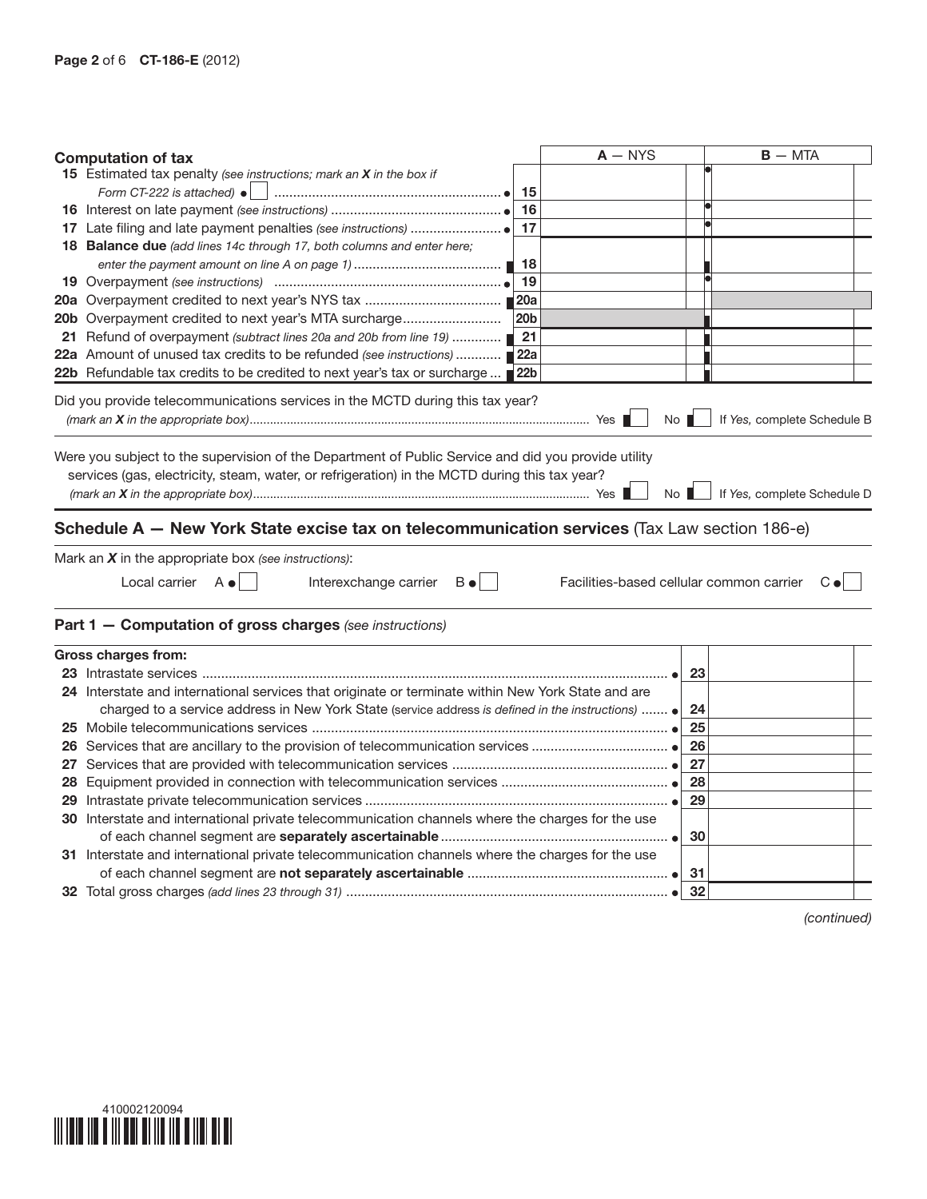## Computation of tax

| | Line | A — NYS | B — MTA |
|---|---|---|---|
| **15** Estimated tax penalty *(see instructions; mark an **X** in the box if Form CT-222 is attached)* ● ☐ | 15 | | |
| **16** Interest on late payment *(see instructions)* | 16 | | |
| **17** Late filing and late payment penalties *(see instructions)* | 17 | | |
| **18 Balance due** *(add lines 14c through 17, both columns and enter here; enter the payment amount on line A on page 1)* | 18 | | |
| **19** Overpayment *(see instructions)* | 19 | | |
| **20a** Overpayment credited to next year's NYS tax | 20a | | |
| **20b** Overpayment credited to next year's MTA surcharge | 20b | | |
| **21** Refund of overpayment *(subtract lines 20a and 20b from line 19)* | 21 | | |
| **22a** Amount of unused tax credits to be refunded *(see instructions)* | 22a | | |
| **22b** Refundable tax credits to be credited to next year's tax or surcharge | 22b | | |

Did you provide telecommunications services in the MCTD during this tax year? *(mark an **X** in the appropriate box)* Yes ☐ No ☐ If *Yes,* complete Schedule B

Were you subject to the supervision of the Department of Public Service and did you provide utility services (gas, electricity, steam, water, or refrigeration) in the MCTD during this tax year? *(mark an **X** in the appropriate box)* Yes ☐ No ☐ If *Yes,* complete Schedule D

## Schedule A — New York State excise tax on telecommunication services (Tax Law section 186-e)

Mark an **X** in the appropriate box *(see instructions)*:

Local carrier A ● ☐ Interexchange carrier B ● ☐ Facilities-based cellular common carrier C ● ☐

### Part 1 — Computation of gross charges *(see instructions)*

| **Gross charges from:** | Line | |
|---|---|---|
| **23** Intrastate services | 23 | |
| **24** Interstate and international services that originate or terminate within New York State and are charged to a service address in New York State (service address is defined in the instructions) | 24 | |
| **25** Mobile telecommunications services | 25 | |
| **26** Services that are ancillary to the provision of telecommunication services | 26 | |
| **27** Services that are provided with telecommunication services | 27 | |
| **28** Equipment provided in connection with telecommunication services | 28 | |
| **29** Intrastate private telecommunication services | 29 | |
| **30** Interstate and international private telecommunication channels where the charges for the use of each channel segment are **separately ascertainable** | 30 | |
| **31** Interstate and international private telecommunication channels where the charges for the use of each channel segment are **not separately ascertainable** | 31 | |
| **32** Total gross charges *(add lines 23 through 31)* | 32 | |

*(continued)*

410002120094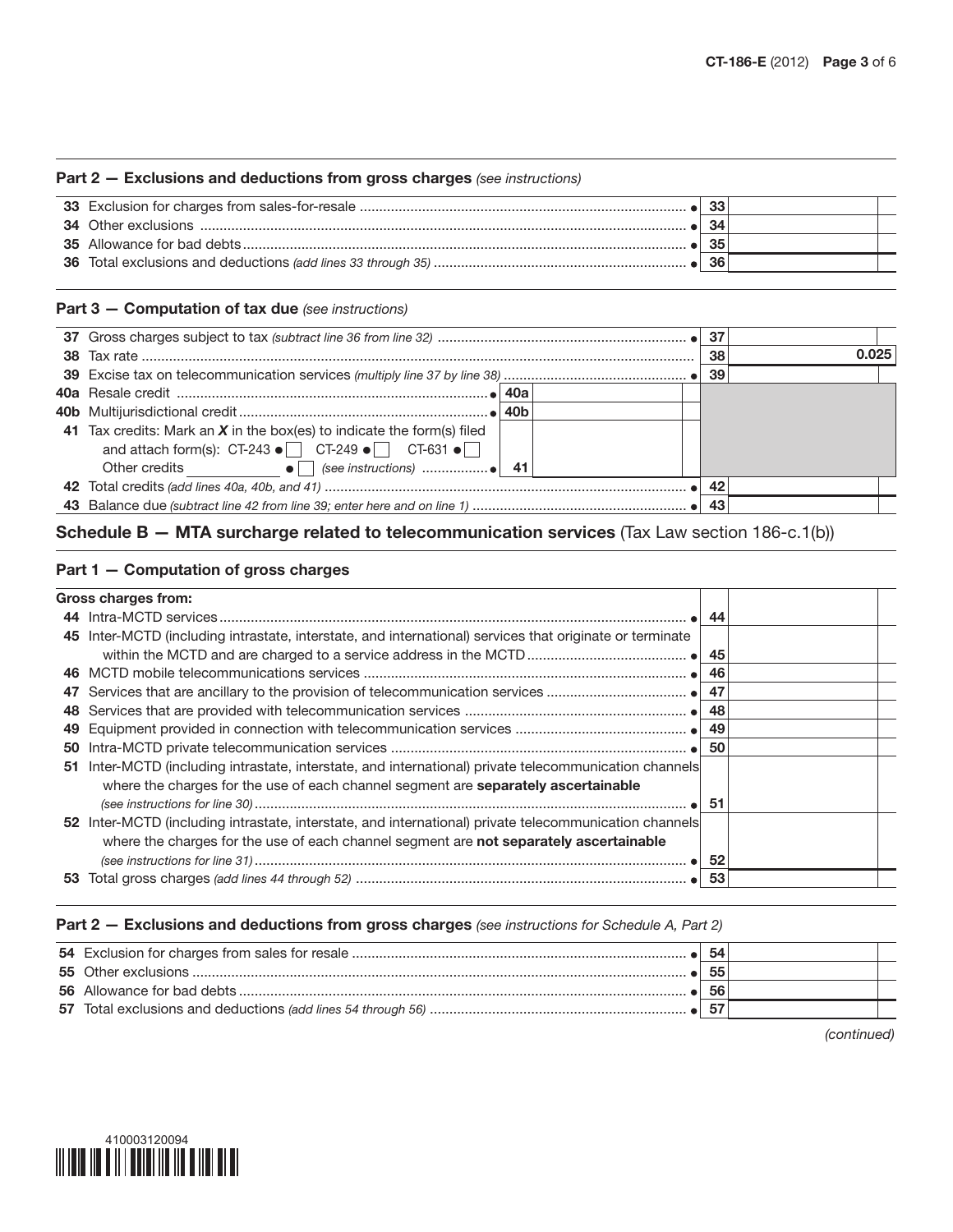## Part 2 — Exclusions and deductions from gross charges *(see instructions)*

| | | |
|---|---|---|
| **33** Exclusion for charges from sales-for-resale | **33** | |
| **34** Other exclusions | **34** | |
| **35** Allowance for bad debts | **35** | |
| **36** Total exclusions and deductions *(add lines 33 through 35)* | **36** | |

## Part 3 — Computation of tax due *(see instructions)*

| | | | | |
|---|---|---|---|---|
| **37** Gross charges subject to tax *(subtract line 36 from line 32)* | | | **37** | |
| **38** Tax rate | | | **38** | 0.025 |
| **39** Excise tax on telecommunication services *(multiply line 37 by line 38)* | | | **39** | |
| **40a** Resale credit | **40a** | | | |
| **40b** Multijurisdictional credit | **40b** | | | |
| **41** Tax credits: Mark an ***X*** in the box(es) to indicate the form(s) filed and attach form(s): CT-243 ☐ CT-249 ☐ CT-631 ☐ Other credits ________ ☐ *(see instructions)* | **41** | | | |
| **42** Total credits *(add lines 40a, 40b, and 41)* | | | **42** | |
| **43** Balance due *(subtract line 42 from line 39; enter here and on line 1)* | | | **43** | |

## Schedule B — MTA surcharge related to telecommunication services (Tax Law section 186-c.1(b))

### Part 1 — Computation of gross charges

| | | |
|---|---|---|
| **Gross charges from:** | | |
| **44** Intra-MCTD services | **44** | |
| **45** Inter-MCTD (including intrastate, interstate, and international) services that originate or terminate within the MCTD and are charged to a service address in the MCTD | **45** | |
| **46** MCTD mobile telecommunications services | **46** | |
| **47** Services that are ancillary to the provision of telecommunication services | **47** | |
| **48** Services that are provided with telecommunication services | **48** | |
| **49** Equipment provided in connection with telecommunication services | **49** | |
| **50** Intra-MCTD private telecommunication services | **50** | |
| **51** Inter-MCTD (including intrastate, interstate, and international) private telecommunication channels where the charges for the use of each channel segment are **separately ascertainable** *(see instructions for line 30)* | **51** | |
| **52** Inter-MCTD (including intrastate, interstate, and international) private telecommunication channels where the charges for the use of each channel segment are **not separately ascertainable** *(see instructions for line 31)* | **52** | |
| **53** Total gross charges *(add lines 44 through 52)* | **53** | |

### Part 2 — Exclusions and deductions from gross charges *(see instructions for Schedule A, Part 2)*

| | | |
|---|---|---|
| **54** Exclusion for charges from sales for resale | **54** | |
| **55** Other exclusions | **55** | |
| **56** Allowance for bad debts | **56** | |
| **57** Total exclusions and deductions *(add lines 54 through 56)* | **57** | |

*(continued)*

410003120094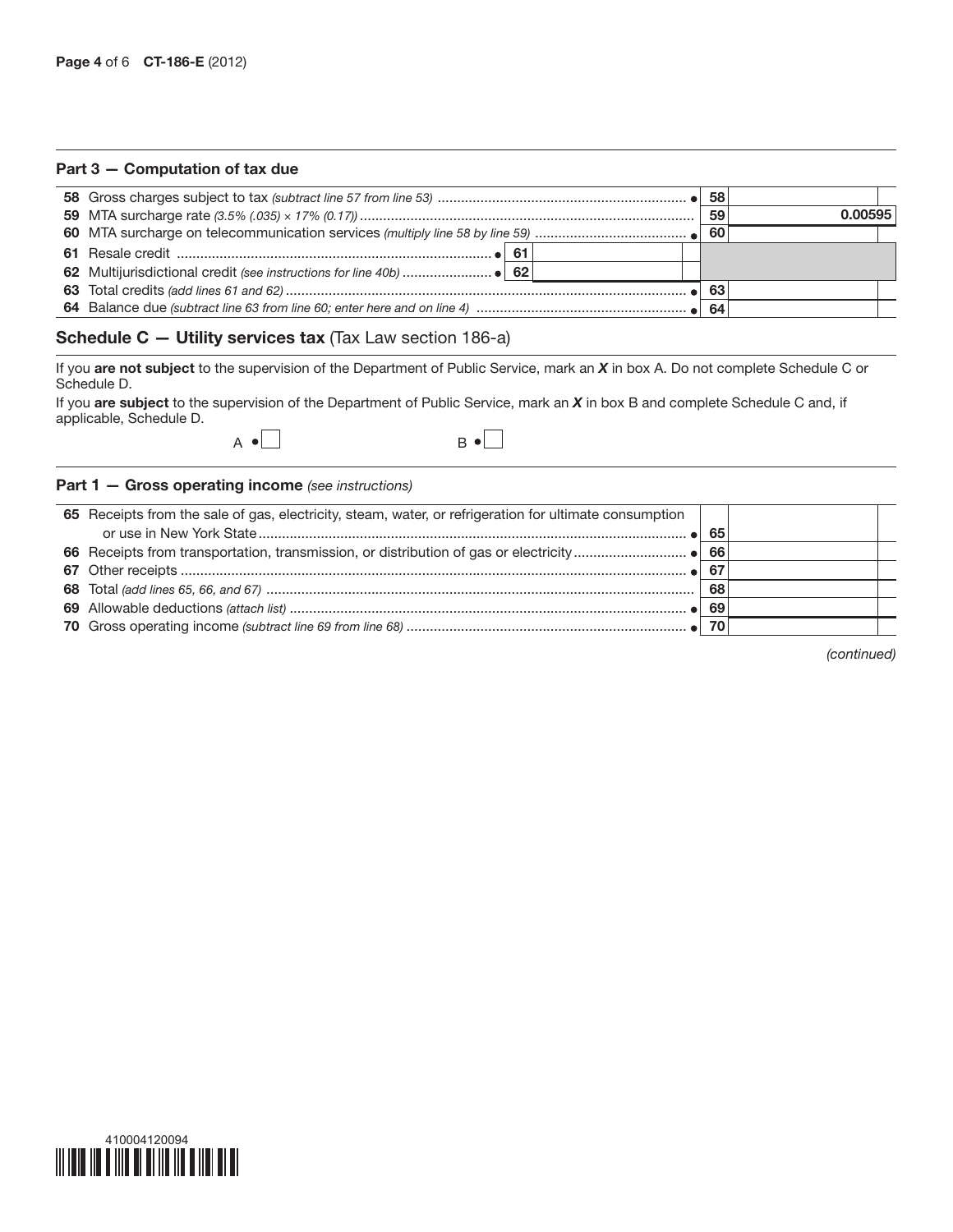### Part 3 — Computation of tax due

| | | | | |
|---|---|---|---|---|
| **58** Gross charges subject to tax *(subtract line 57 from line 53)* ● | | | **58** | |
| **59** MTA surcharge rate *(3.5% (.035) × 17% (0.17))* | | | **59** | **0.00595** |
| **60** MTA surcharge on telecommunication services *(multiply line 58 by line 59)* ● | | | **60** | |
| **61** Resale credit ● | **61** | | | |
| **62** Multijurisdictional credit *(see instructions for line 40b)* ● | **62** | | | |
| **63** Total credits *(add lines 61 and 62)* ● | | | **63** | |
| **64** Balance due *(subtract line 63 from line 60; enter here and on line 4)* ● | | | **64** | |

## Schedule C — Utility services tax (Tax Law section 186-a)

If you **are not subject** to the supervision of the Department of Public Service, mark an ***X*** in box A. Do not complete Schedule C or Schedule D.

If you **are subject** to the supervision of the Department of Public Service, mark an ***X*** in box B and complete Schedule C and, if applicable, Schedule D.

A ● ☐ B ● ☐

### Part 1 — Gross operating income *(see instructions)*

| | | |
|---|---|---|
| **65** Receipts from the sale of gas, electricity, steam, water, or refrigeration for ultimate consumption or use in New York State ● | **65** | |
| **66** Receipts from transportation, transmission, or distribution of gas or electricity ● | **66** | |
| **67** Other receipts ● | **67** | |
| **68** Total *(add lines 65, 66, and 67)* | **68** | |
| **69** Allowable deductions *(attach list)* ● | **69** | |
| **70** Gross operating income *(subtract line 69 from line 68)* ● | **70** | |

*(continued)*

410004120094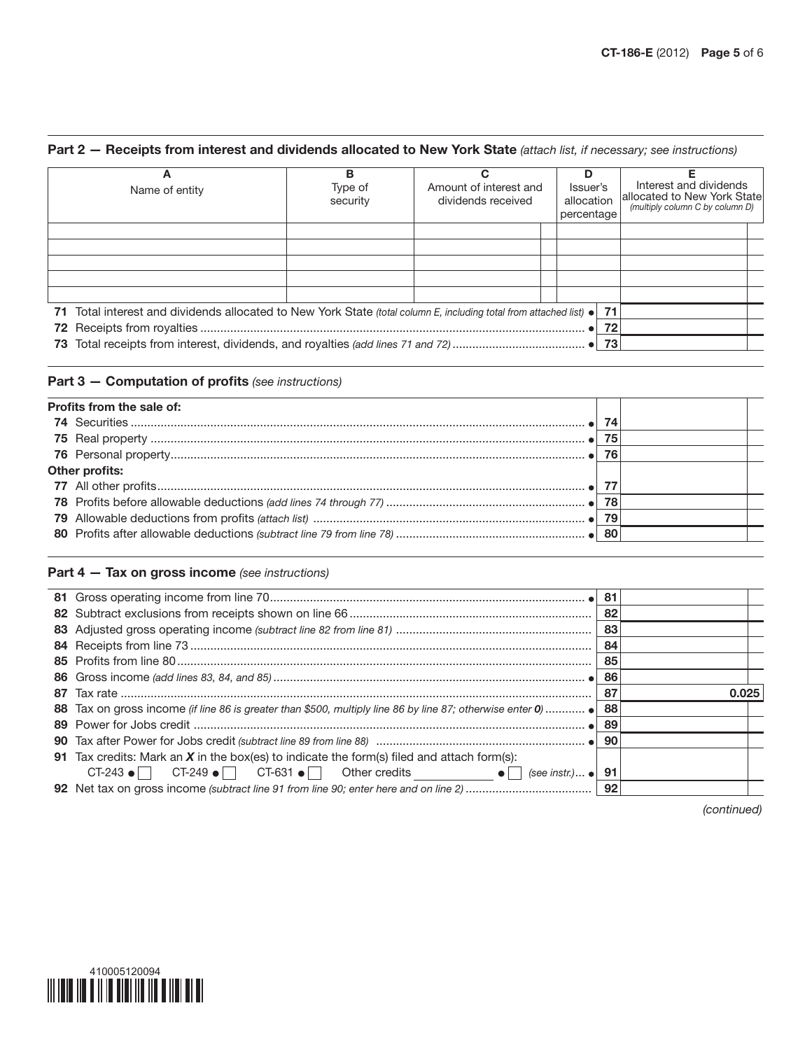## Part 2 — Receipts from interest and dividends allocated to New York State *(attach list, if necessary; see instructions)*

| A<br>Name of entity | B<br>Type of security | C<br>Amount of interest and dividends received | D<br>Issuer's allocation percentage | E<br>Interest and dividends allocated to New York State *(multiply column C by column D)* |
|---|---|---|---|---|
| | | | | |
| | | | | |
| | | | | |
| | | | | |
| | | | | |

| | | |
|---|---|---|
| **71** Total interest and dividends allocated to New York State *(total column E, including total from attached list)* ● | **71** | |
| **72** Receipts from royalties ● | **72** | |
| **73** Total receipts from interest, dividends, and royalties *(add lines 71 and 72)* ● | **73** | |

## Part 3 — Computation of profits *(see instructions)*

| | | |
|---|---|---|
| **Profits from the sale of:** | | |
| **74** Securities ● | **74** | |
| **75** Real property ● | **75** | |
| **76** Personal property ● | **76** | |
| **Other profits:** | | |
| **77** All other profits ● | **77** | |
| **78** Profits before allowable deductions *(add lines 74 through 77)* ● | **78** | |
| **79** Allowable deductions from profits *(attach list)* ● | **79** | |
| **80** Profits after allowable deductions *(subtract line 79 from line 78)* ● | **80** | |

## Part 4 — Tax on gross income *(see instructions)*

| | | |
|---|---|---|
| **81** Gross operating income from line 70 ● | **81** | |
| **82** Subtract exclusions from receipts shown on line 66 | **82** | |
| **83** Adjusted gross operating income *(subtract line 82 from line 81)* | **83** | |
| **84** Receipts from line 73 | **84** | |
| **85** Profits from line 80 | **85** | |
| **86** Gross income *(add lines 83, 84, and 85)* ● | **86** | |
| **87** Tax rate | **87** | 0.025 |
| **88** Tax on gross income *(if line 86 is greater than $500, multiply line 86 by line 87; otherwise enter 0)* ● | **88** | |
| **89** Power for Jobs credit ● | **89** | |
| **90** Tax after Power for Jobs credit *(subtract line 89 from line 88)* ● | **90** | |
| **91** Tax credits: Mark an ***X*** in the box(es) to indicate the form(s) filed and attach form(s):<br>CT-243 ● ☐ CT-249 ● ☐ CT-631 ● ☐ Other credits \_\_\_\_\_\_\_\_ ● ☐ *(see instr.)* ● | **91** | |
| **92** Net tax on gross income *(subtract line 91 from line 90; enter here and on line 2)* | **92** | |

*(continued)*

410005120094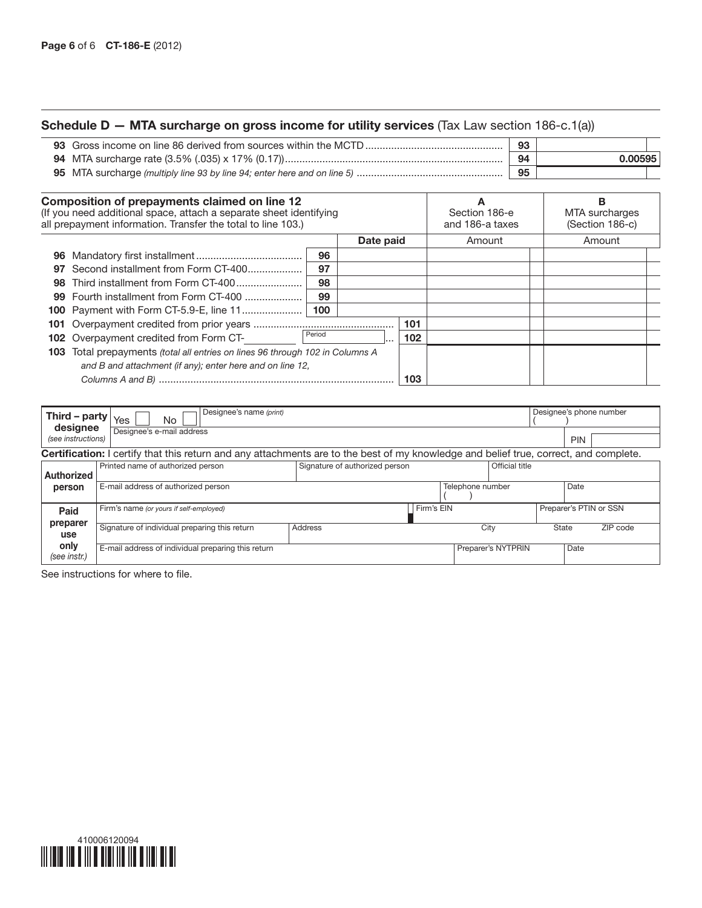## Schedule D — MTA surcharge on gross income for utility services (Tax Law section 186-c.1(a))

| | | |
|---|---|---|
| **93** Gross income on line 86 derived from sources within the MCTD | **93** | |
| **94** MTA surcharge rate (3.5% (.035) x 17% (0.17)) | **94** | **0.00595** |
| **95** MTA surcharge *(multiply line 93 by line 94; enter here and on line 5)* | **95** | |

| **Composition of prepayments claimed on line 12** (If you need additional space, attach a separate sheet identifying all prepayment information. Transfer the total to line 103.) | | | **A** Section 186-e and 186-a taxes | **B** MTA surcharges (Section 186-c) |
|---|---|---|---|---|
| | | **Date paid** | Amount | Amount |
| **96** Mandatory first installment | **96** | | | |
| **97** Second installment from Form CT-400 | **97** | | | |
| **98** Third installment from Form CT-400 | **98** | | | |
| **99** Fourth installment from Form CT-400 | **99** | | | |
| **100** Payment with Form CT-5.9-E, line 11 | **100** | | | |
| **101** Overpayment credited from prior years | | **101** | | |
| **102** Overpayment credited from Form CT-_______ Period | | **102** | | |
| **103** Total prepayments *(total all entries on lines 96 through 102 in Columns A and B and attachment (if any); enter here and on line 12, Columns A and B)* | | **103** | | |

| **Third – party designee** *(see instructions)* | Yes ☐ No ☐ | Designee's name *(print)* | Designee's phone number ( ) |
|---|---|---|---|
| | Designee's e-mail address | | PIN |

**Certification:** I certify that this return and any attachments are to the best of my knowledge and belief true, correct, and complete.

| **Authorized person** | Printed name of authorized person | Signature of authorized person | Official title | |
|---|---|---|---|---|
| | E-mail address of authorized person | | Telephone number ( ) | Date |

| **Paid preparer use only** *(see instr.)* | Firm's name *(or yours if self-employed)* | | Firm's EIN | Preparer's PTIN or SSN | |
|---|---|---|---|---|---|
| | Signature of individual preparing this return | Address | City | State | ZIP code |
| | E-mail address of individual preparing this return | | Preparer's NYTPRIN | Date | |

See instructions for where to file.

410006120094